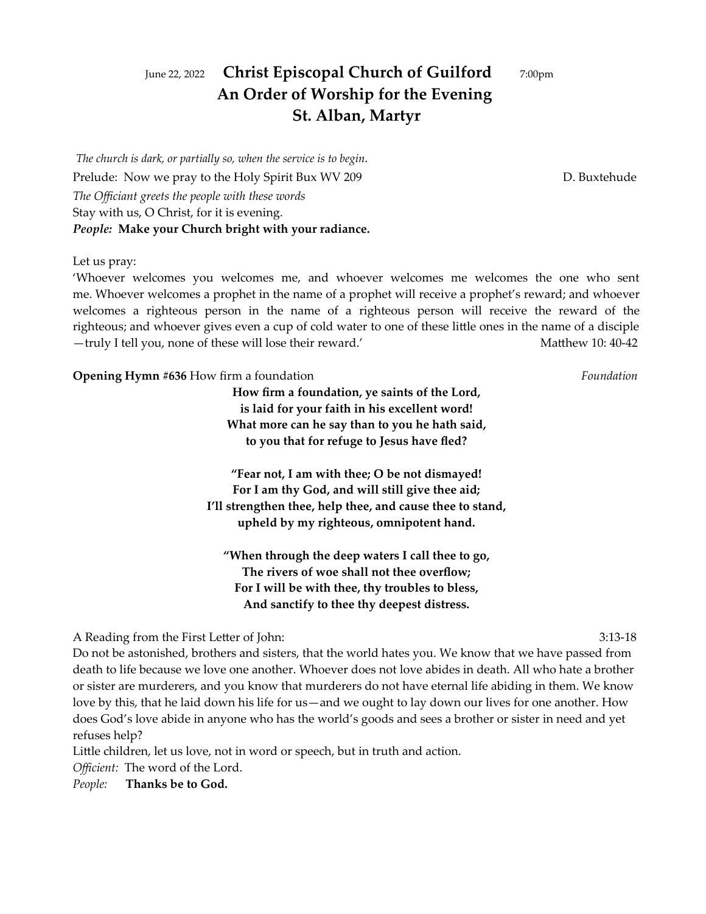June 22, 2022 **Christ Episcopal Church of Guilford** 7:00pm

# An Order of Worship for the Evening

# St. Alban, Martyr

*The church is dark, or partially so, when the service is to begin.*

Prelude: Now we pray to the Holy Spirit Bux WV 209 D. Buxtehude

*The Officiant greets the people with these words*

Stay with us, O Christ, for it is evening.

***People:*** **Make your Church bright with your radiance.**

Let us pray:

'Whoever welcomes you welcomes me, and whoever welcomes me welcomes the one who sent me. Whoever welcomes a prophet in the name of a prophet will receive a prophet's reward; and whoever welcomes a righteous person in the name of a righteous person will receive the reward of the righteous; and whoever gives even a cup of cold water to one of these little ones in the name of a disciple —truly I tell you, none of these will lose their reward.' Matthew 10: 40-42

**Opening Hymn #636** How firm a foundation *Foundation*

**How firm a foundation, ye saints of the Lord,**
**is laid for your faith in his excellent word!**
**What more can he say than to you he hath said,**
**to you that for refuge to Jesus have fled?**

**"Fear not, I am with thee; O be not dismayed!**
**For I am thy God, and will still give thee aid;**
**I'll strengthen thee, help thee, and cause thee to stand,**
**upheld by my righteous, omnipotent hand.**

**"When through the deep waters I call thee to go,**
**The rivers of woe shall not thee overflow;**
**For I will be with thee, thy troubles to bless,**
**And sanctify to thee thy deepest distress.**

A Reading from the First Letter of John: 3:13-18

Do not be astonished, brothers and sisters, that the world hates you. We know that we have passed from death to life because we love one another. Whoever does not love abides in death. All who hate a brother or sister are murderers, and you know that murderers do not have eternal life abiding in them. We know love by this, that he laid down his life for us—and we ought to lay down our lives for one another. How does God's love abide in anyone who has the world's goods and sees a brother or sister in need and yet refuses help?

Little children, let us love, not in word or speech, but in truth and action.

*Officient:* The word of the Lord.

*People:* **Thanks be to God.**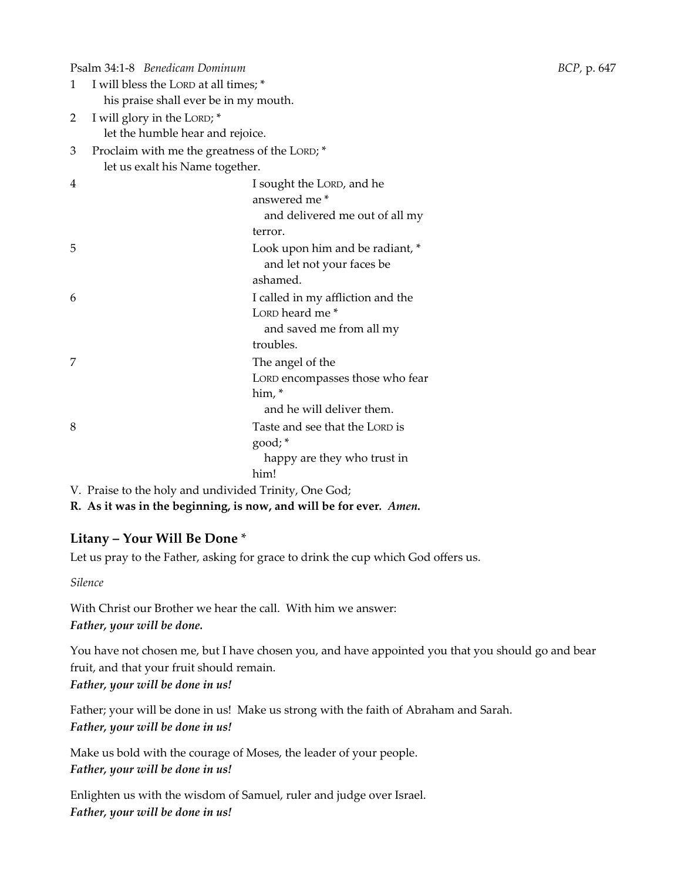Psalm 34:1-8 *Benedicam Dominum* *BCP*, p. 647

1 I will bless the LORD at all times; *
  his praise shall ever be in my mouth.

2 I will glory in the LORD; *
  let the humble hear and rejoice.

3 Proclaim with me the greatness of the LORD; *
  let us exalt his Name together.

4 I sought the LORD, and he answered me *
  and delivered me out of all my terror.

5 Look upon him and be radiant, *
  and let not your faces be ashamed.

6 I called in my affliction and the LORD heard me *
  and saved me from all my troubles.

7 The angel of the LORD encompasses those who fear him, *
  and he will deliver them.

8 Taste and see that the LORD is good; *
  happy are they who trust in him!

V. Praise to the holy and undivided Trinity, One God;
**R. As it was in the beginning, is now, and will be for ever. *Amen.***

## Litany – Your Will Be Done *

Let us pray to the Father, asking for grace to drink the cup which God offers us.

*Silence*

With Christ our Brother we hear the call. With him we answer:
***Father, your will be done.***

You have not chosen me, but I have chosen you, and have appointed you that you should go and bear fruit, and that your fruit should remain.
***Father, your will be done in us!***

Father; your will be done in us! Make us strong with the faith of Abraham and Sarah.
***Father, your will be done in us!***

Make us bold with the courage of Moses, the leader of your people.
***Father, your will be done in us!***

Enlighten us with the wisdom of Samuel, ruler and judge over Israel.
***Father, your will be done in us!***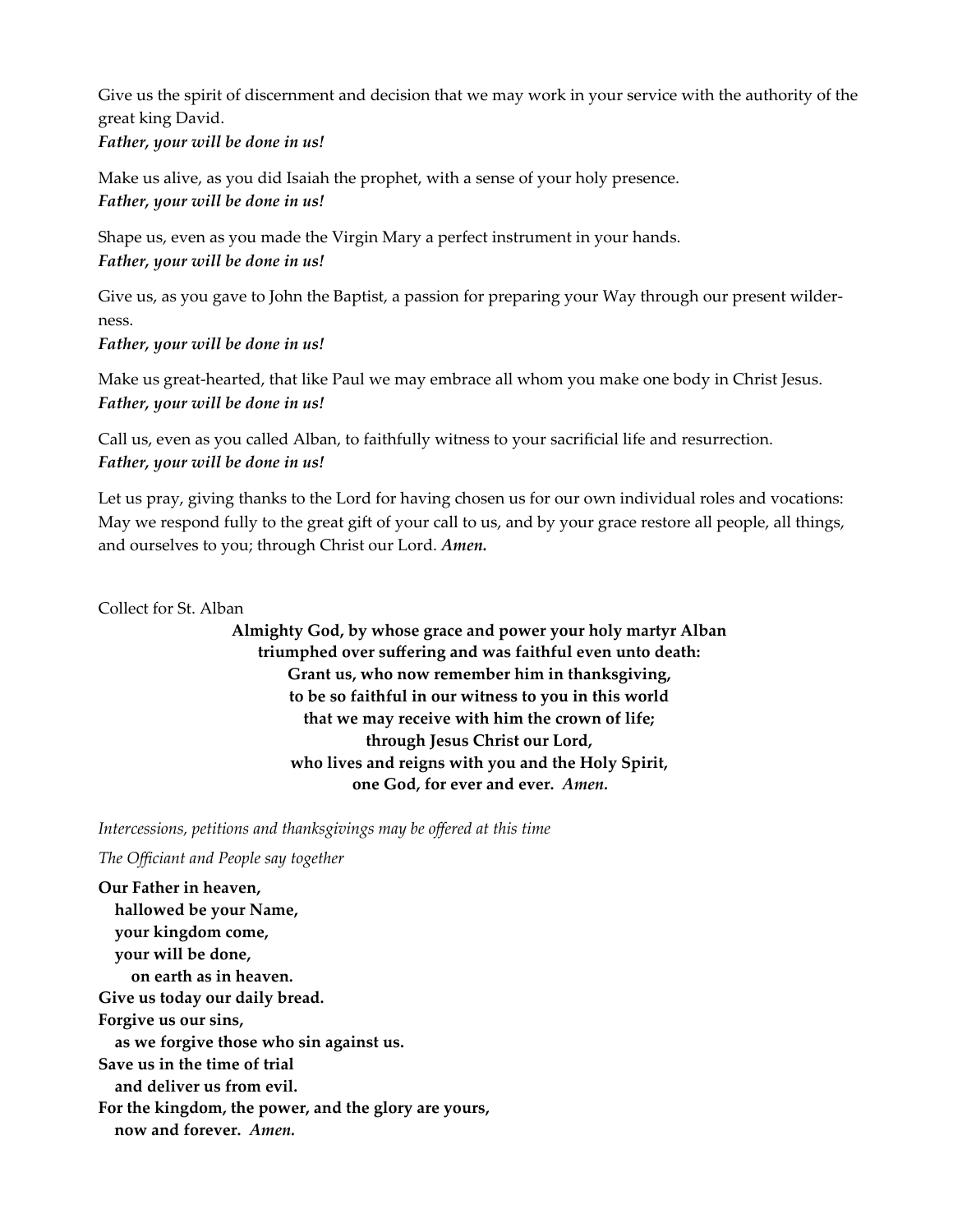Give us the spirit of discernment and decision that we may work in your service with the authority of the great king David.
***Father, your will be done in us!***

Make us alive, as you did Isaiah the prophet, with a sense of your holy presence.
***Father, your will be done in us!***

Shape us, even as you made the Virgin Mary a perfect instrument in your hands.
***Father, your will be done in us!***

Give us, as you gave to John the Baptist, a passion for preparing your Way through our present wilderness.
***Father, your will be done in us!***

Make us great-hearted, that like Paul we may embrace all whom you make one body in Christ Jesus.
***Father, your will be done in us!***

Call us, even as you called Alban, to faithfully witness to your sacrificial life and resurrection.
***Father, your will be done in us!***

Let us pray, giving thanks to the Lord for having chosen us for our own individual roles and vocations: May we respond fully to the great gift of your call to us, and by your grace restore all people, all things, and ourselves to you; through Christ our Lord. ***Amen.***

Collect for St. Alban

**Almighty God, by whose grace and power your holy martyr Alban**
**triumphed over suffering and was faithful even unto death:**
**Grant us, who now remember him in thanksgiving,**
**to be so faithful in our witness to you in this world**
**that we may receive with him the crown of life;**
**through Jesus Christ our Lord,**
**who lives and reigns with you and the Holy Spirit,**
**one God, for ever and ever.** ***Amen.***

*Intercessions, petitions and thanksgivings may be offered at this time*

*The Officiant and People say together*

**Our Father in heaven,**
**hallowed be your Name,**
**your kingdom come,**
**your will be done,**
**on earth as in heaven.**
**Give us today our daily bread.**
**Forgive us our sins,**
**as we forgive those who sin against us.**
**Save us in the time of trial**
**and deliver us from evil.**
**For the kingdom, the power, and the glory are yours,**
**now and forever.** ***Amen.***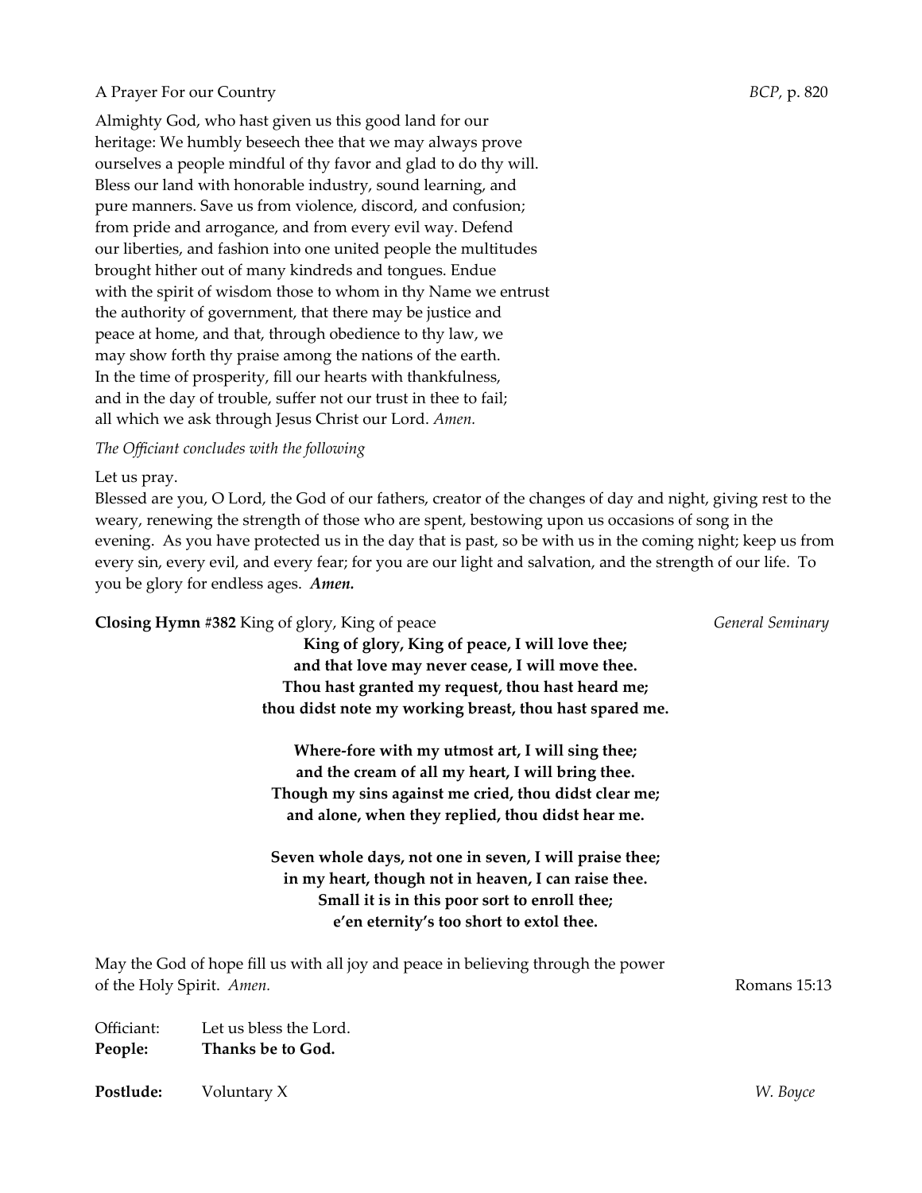A Prayer For our Country *BCP*, p. 820

Almighty God, who hast given us this good land for our heritage: We humbly beseech thee that we may always prove ourselves a people mindful of thy favor and glad to do thy will. Bless our land with honorable industry, sound learning, and pure manners. Save us from violence, discord, and confusion; from pride and arrogance, and from every evil way. Defend our liberties, and fashion into one united people the multitudes brought hither out of many kindreds and tongues. Endue with the spirit of wisdom those to whom in thy Name we entrust the authority of government, that there may be justice and peace at home, and that, through obedience to thy law, we may show forth thy praise among the nations of the earth. In the time of prosperity, fill our hearts with thankfulness, and in the day of trouble, suffer not our trust in thee to fail; all which we ask through Jesus Christ our Lord. *Amen.*

*The Officiant concludes with the following*

Let us pray.

Blessed are you, O Lord, the God of our fathers, creator of the changes of day and night, giving rest to the weary, renewing the strength of those who are spent, bestowing upon us occasions of song in the evening. As you have protected us in the day that is past, so be with us in the coming night; keep us from every sin, every evil, and every fear; for you are our light and salvation, and the strength of our life. To you be glory for endless ages. ***Amen.***

**Closing Hymn #382** King of glory, King of peace *General Seminary*

**King of glory, King of peace, I will love thee;**
**and that love may never cease, I will move thee.**
**Thou hast granted my request, thou hast heard me;**
**thou didst note my working breast, thou hast spared me.**

**Where-fore with my utmost art, I will sing thee;**
**and the cream of all my heart, I will bring thee.**
**Though my sins against me cried, thou didst clear me;**
**and alone, when they replied, thou didst hear me.**

**Seven whole days, not one in seven, I will praise thee;**
**in my heart, though not in heaven, I can raise thee.**
**Small it is in this poor sort to enroll thee;**
**e'en eternity's too short to extol thee.**

May the God of hope fill us with all joy and peace in believing through the power of the Holy Spirit. *Amen.* Romans 15:13

Officiant: Let us bless the Lord.
**People: Thanks be to God.**

**Postlude:** Voluntary X *W. Boyce*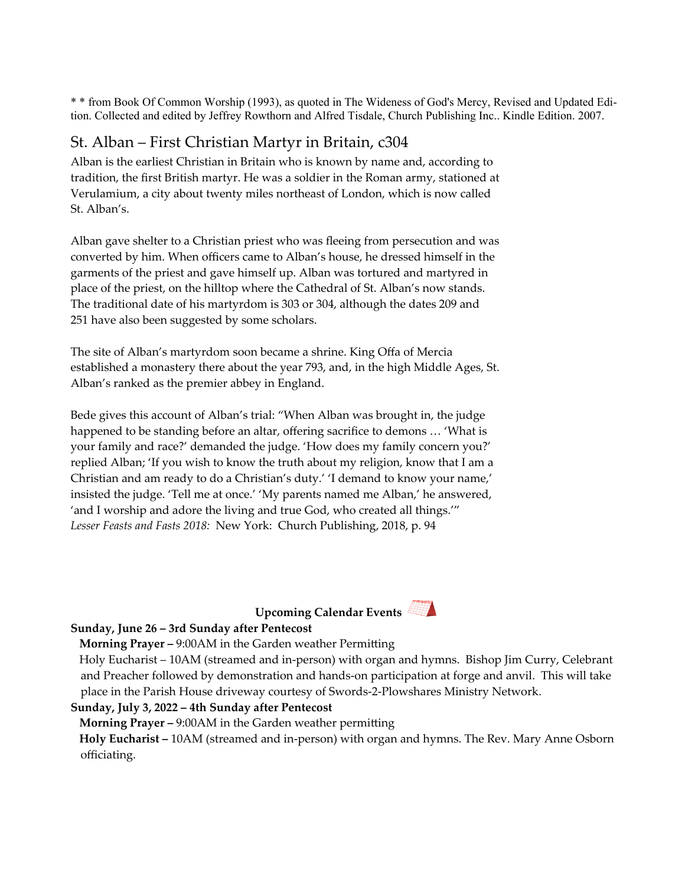* * from Book Of Common Worship (1993), as quoted in The Wideness of God's Mercy, Revised and Updated Edition. Collected and edited by Jeffrey Rowthorn and Alfred Tisdale, Church Publishing Inc.. Kindle Edition. 2007.

## St. Alban – First Christian Martyr in Britain, c304

Alban is the earliest Christian in Britain who is known by name and, according to tradition, the first British martyr. He was a soldier in the Roman army, stationed at Verulamium, a city about twenty miles northeast of London, which is now called St. Alban's.

Alban gave shelter to a Christian priest who was fleeing from persecution and was converted by him. When officers came to Alban's house, he dressed himself in the garments of the priest and gave himself up. Alban was tortured and martyred in place of the priest, on the hilltop where the Cathedral of St. Alban's now stands. The traditional date of his martyrdom is 303 or 304, although the dates 209 and 251 have also been suggested by some scholars.

The site of Alban's martyrdom soon became a shrine. King Offa of Mercia established a monastery there about the year 793, and, in the high Middle Ages, St. Alban's ranked as the premier abbey in England.

Bede gives this account of Alban's trial: "When Alban was brought in, the judge happened to be standing before an altar, offering sacrifice to demons … 'What is your family and race?' demanded the judge. 'How does my family concern you?' replied Alban; 'If you wish to know the truth about my religion, know that I am a Christian and am ready to do a Christian's duty.' 'I demand to know your name,' insisted the judge. 'Tell me at once.' 'My parents named me Alban,' he answered, 'and I worship and adore the living and true God, who created all things.'"
*Lesser Feasts and Fasts 2018:* New York: Church Publishing, 2018, p. 94

**Upcoming Calendar Events**

**Sunday, June 26 – 3rd Sunday after Pentecost**
**Morning Prayer –** 9:00AM in the Garden weather Permitting
Holy Eucharist – 10AM (streamed and in-person) with organ and hymns. Bishop Jim Curry, Celebrant and Preacher followed by demonstration and hands-on participation at forge and anvil. This will take place in the Parish House driveway courtesy of Swords-2-Plowshares Ministry Network.

**Sunday, July 3, 2022 – 4th Sunday after Pentecost**
**Morning Prayer –** 9:00AM in the Garden weather permitting
**Holy Eucharist –** 10AM (streamed and in-person) with organ and hymns. The Rev. Mary Anne Osborn officiating.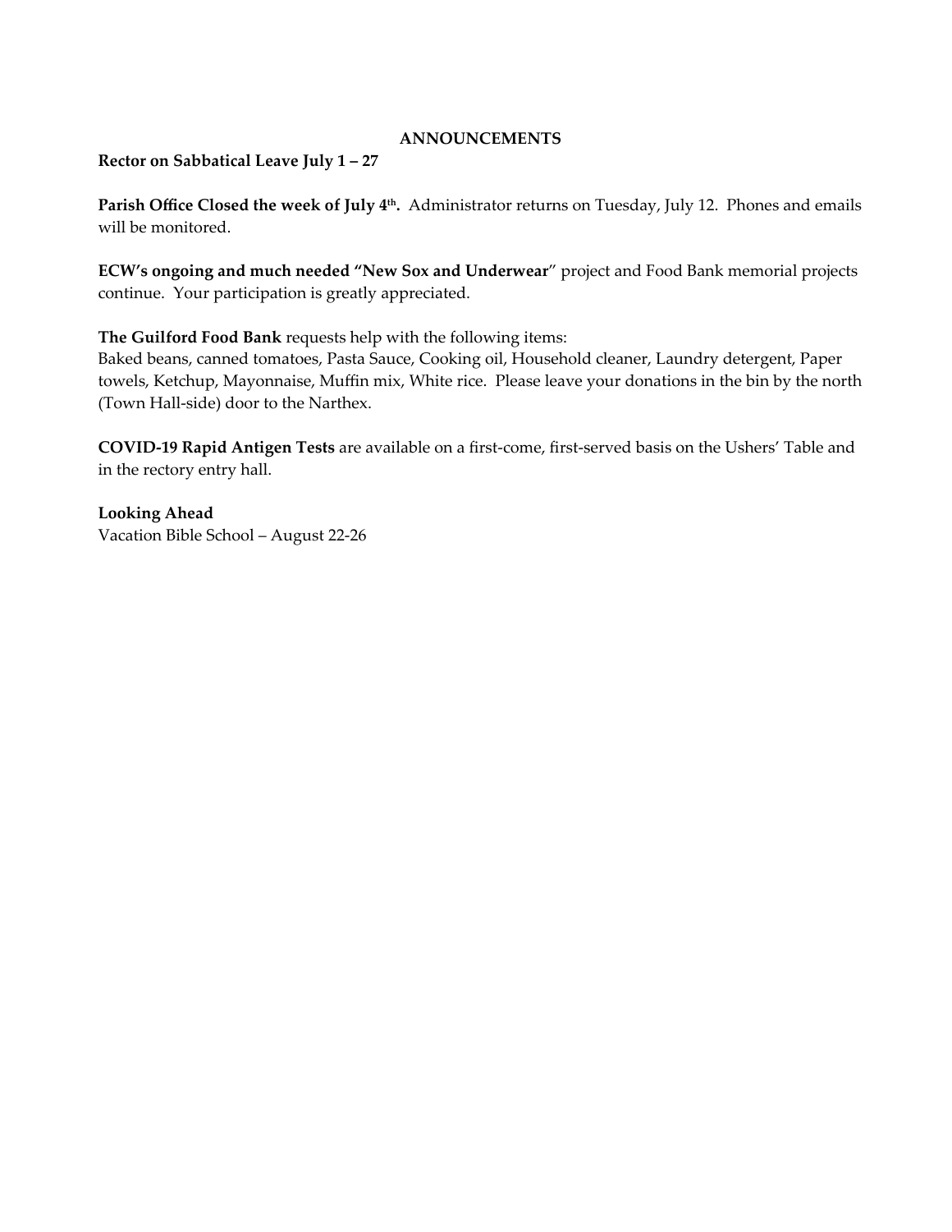## ANNOUNCEMENTS

**Rector on Sabbatical Leave July 1 – 27**

**Parish Office Closed the week of July 4th.** Administrator returns on Tuesday, July 12. Phones and emails will be monitored.

**ECW's ongoing and much needed "New Sox and Underwear**" project and Food Bank memorial projects continue. Your participation is greatly appreciated.

**The Guilford Food Bank** requests help with the following items:
Baked beans, canned tomatoes, Pasta Sauce, Cooking oil, Household cleaner, Laundry detergent, Paper towels, Ketchup, Mayonnaise, Muffin mix, White rice. Please leave your donations in the bin by the north (Town Hall-side) door to the Narthex.

**COVID-19 Rapid Antigen Tests** are available on a first-come, first-served basis on the Ushers' Table and in the rectory entry hall.

**Looking Ahead**
Vacation Bible School – August 22-26